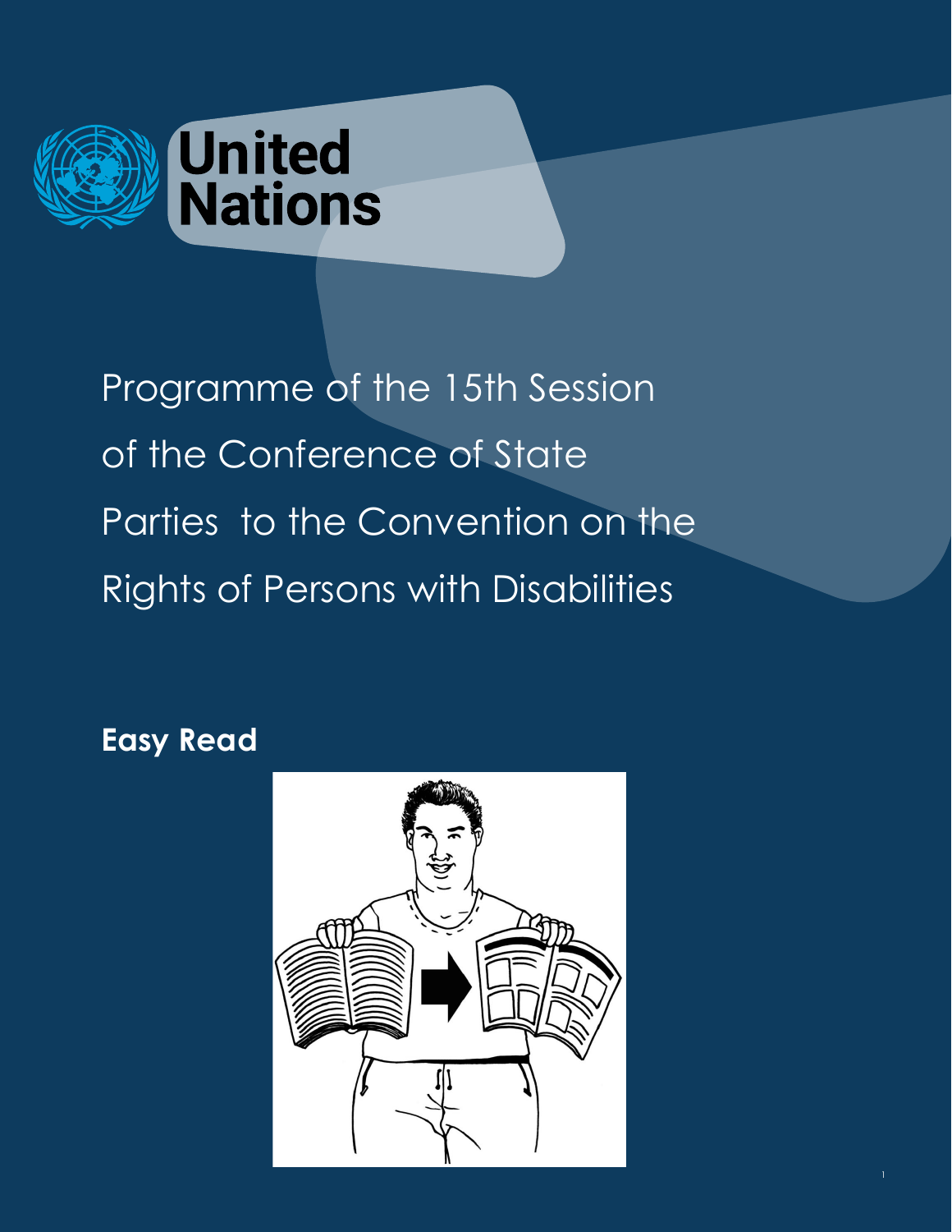United Nations

# Programme of the 15th Session of the Conference of State Parties to the Convention on the Rights of Persons with Disabilities

**Easy Read**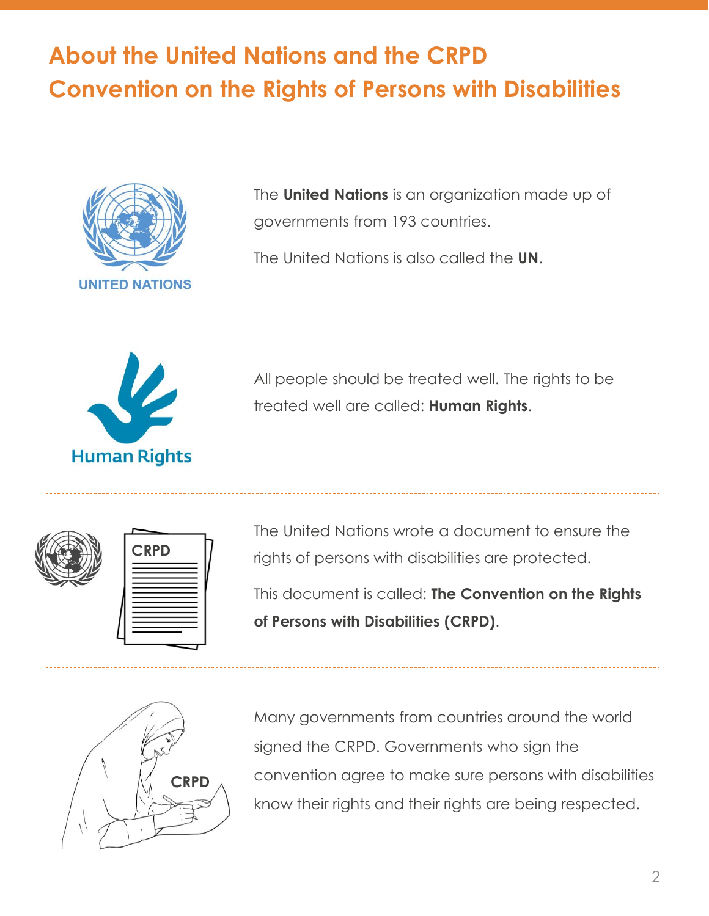# About the United Nations and the CRPD Convention on the Rights of Persons with Disabilities

The **United Nations** is an organization made up of governments from 193 countries.

The United Nations is also called the **UN**.

All people should be treated well. The rights to be treated well are called: **Human Rights**.

The United Nations wrote a document to ensure the rights of persons with disabilities are protected.

This document is called: **The Convention on the Rights of Persons with Disabilities (CRPD)**.

Many governments from countries around the world signed the CRPD. Governments who sign the convention agree to make sure persons with disabilities know their rights and their rights are being respected.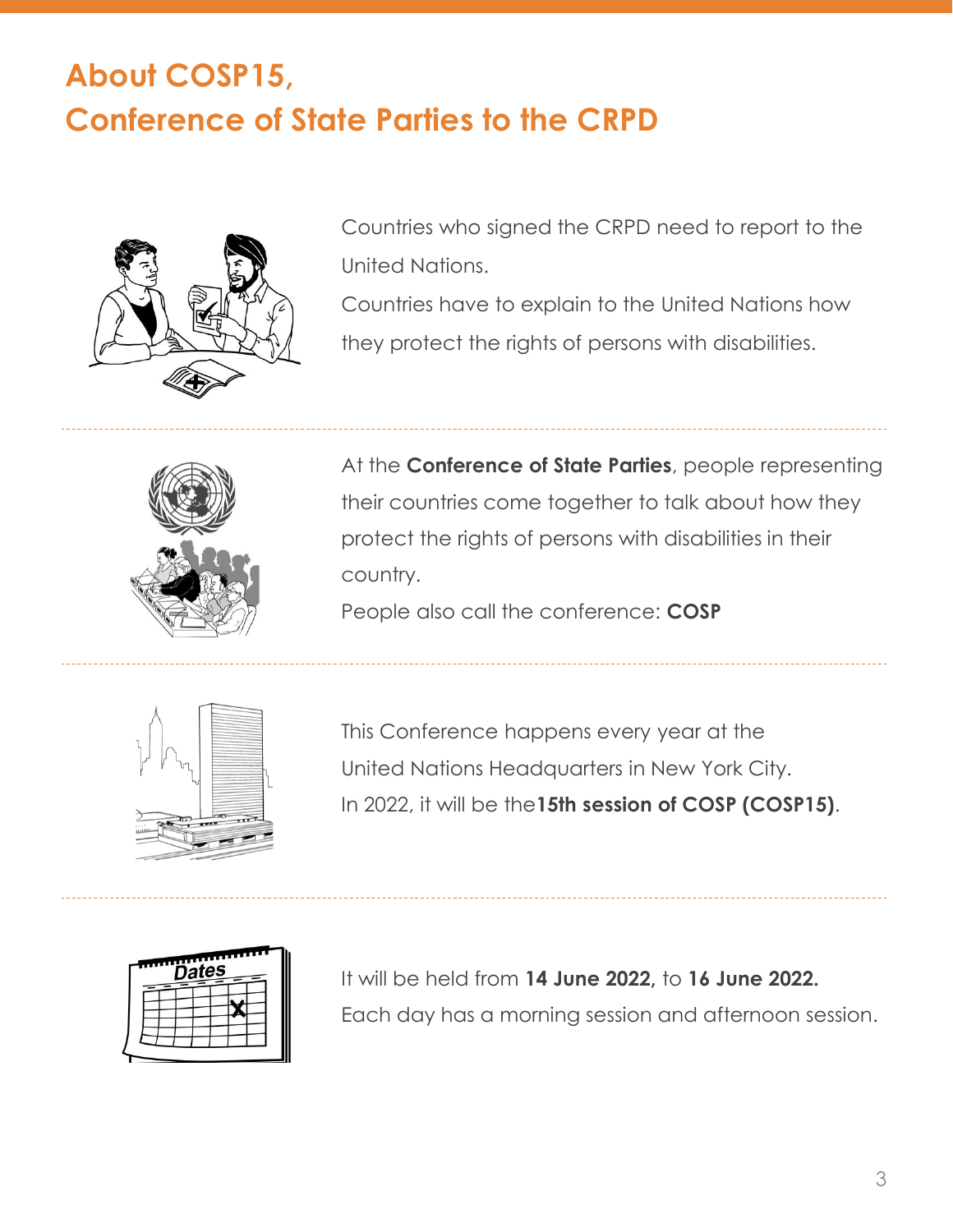# About COSP15,
# Conference of State Parties to the CRPD

Countries who signed the CRPD need to report to the United Nations.

Countries have to explain to the United Nations how they protect the rights of persons with disabilities.

---

At the **Conference of State Parties**, people representing their countries come together to talk about how they protect the rights of persons with disabilities in their country.

People also call the conference: **COSP**

---

This Conference happens every year at the United Nations Headquarters in New York City.

In 2022, it will be the**15th session of COSP (COSP15)**.

---

It will be held from **14 June 2022,** to **16 June 2022.**

Each day has a morning session and afternoon session.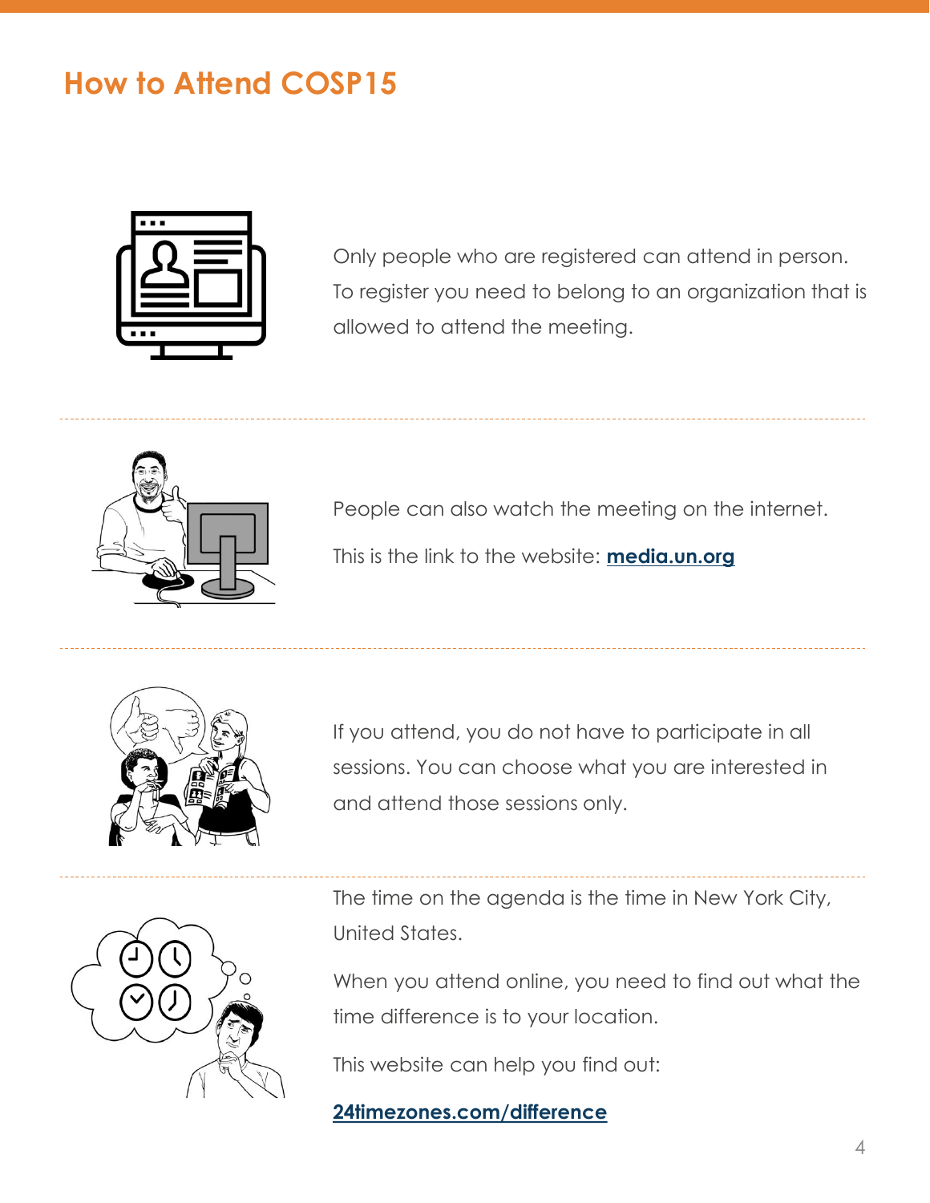# How to Attend COSP15

Only people who are registered can attend in person. To register you need to belong to an organization that is allowed to attend the meeting.

People can also watch the meeting on the internet.

This is the link to the website: **media.un.org**

If you attend, you do not have to participate in all sessions. You can choose what you are interested in and attend those sessions only.

The time on the agenda is the time in New York City, United States.

When you attend online, you need to find out what the time difference is to your location.

This website can help you find out:

**24timezones.com/difference**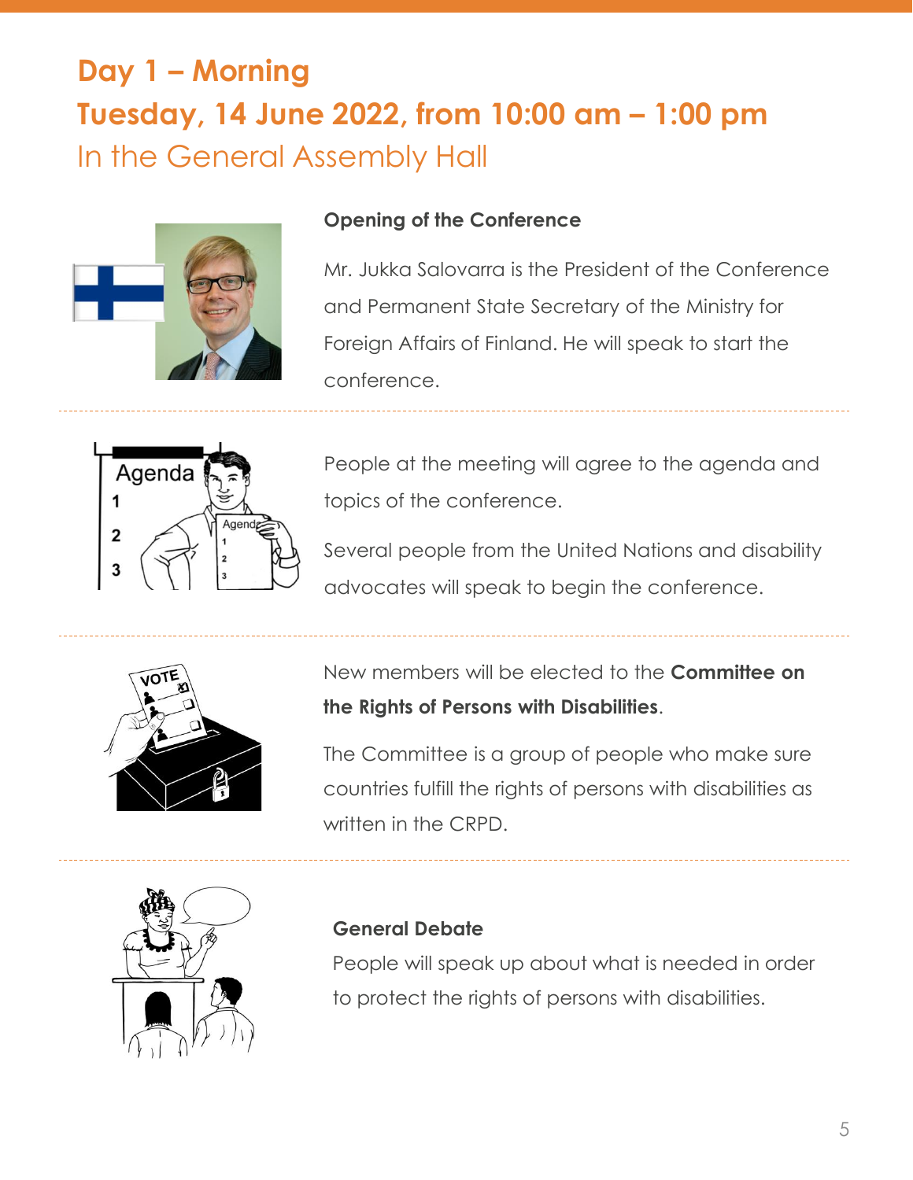## Day 1 – Morning

## Tuesday, 14 June 2022, from 10:00 am – 1:00 pm

In the General Assembly Hall

**Opening of the Conference**

Mr. Jukka Salovarra is the President of the Conference and Permanent State Secretary of the Ministry for Foreign Affairs of Finland. He will speak to start the conference.

People at the meeting will agree to the agenda and topics of the conference.

Several people from the United Nations and disability advocates will speak to begin the conference.

New members will be elected to the **Committee on the Rights of Persons with Disabilities**.

The Committee is a group of people who make sure countries fulfill the rights of persons with disabilities as written in the CRPD.

**General Debate**

People will speak up about what is needed in order to protect the rights of persons with disabilities.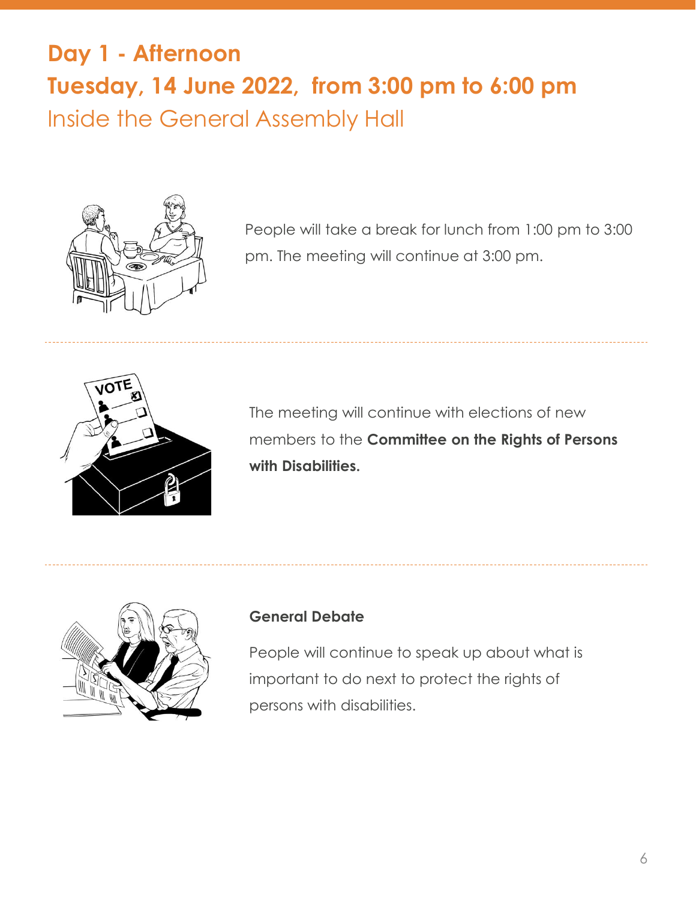# Day 1 - Afternoon

## Tuesday, 14 June 2022, from 3:00 pm to 6:00 pm

Inside the General Assembly Hall

People will take a break for lunch from 1:00 pm to 3:00 pm. The meeting will continue at 3:00 pm.

---

The meeting will continue with elections of new members to the **Committee on the Rights of Persons with Disabilities.**

---

**General Debate**

People will continue to speak up about what is important to do next to protect the rights of persons with disabilities.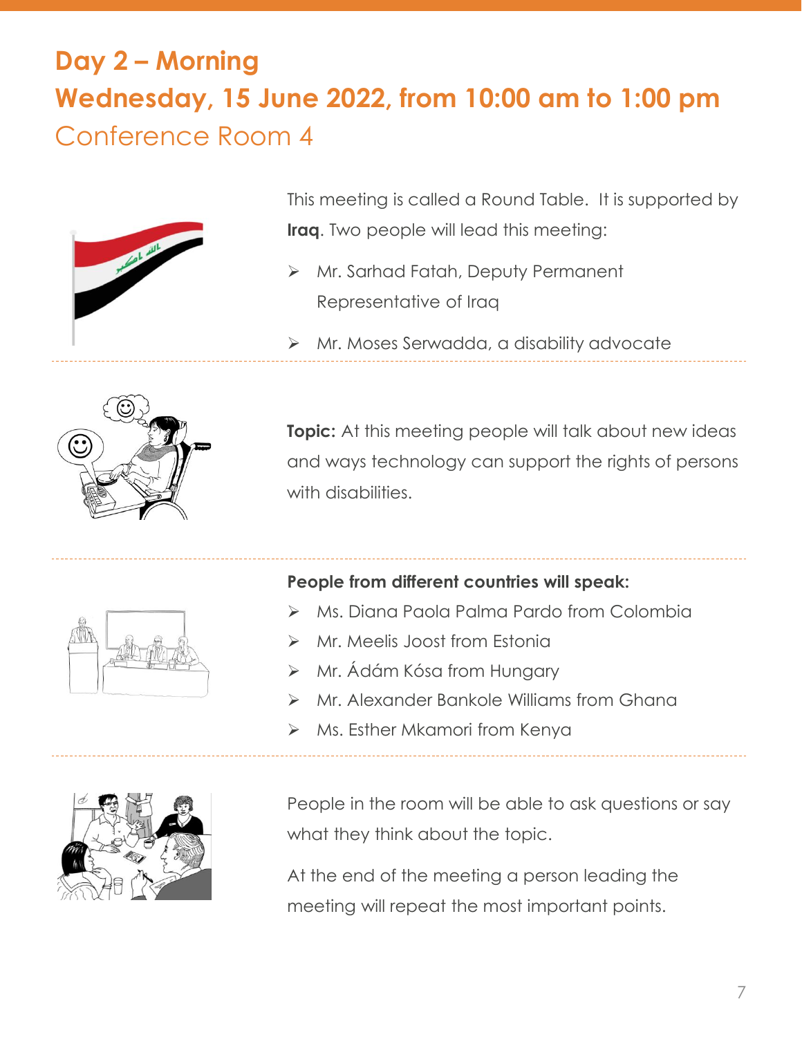# Day 2 – Morning

## Wednesday, 15 June 2022, from 10:00 am to 1:00 pm

Conference Room 4

This meeting is called a Round Table. It is supported by **Iraq**. Two people will lead this meeting:

- Mr. Sarhad Fatah, Deputy Permanent Representative of Iraq
- Mr. Moses Serwadda, a disability advocate

**Topic:** At this meeting people will talk about new ideas and ways technology can support the rights of persons with disabilities.

**People from different countries will speak:**

- Ms. Diana Paola Palma Pardo from Colombia
- Mr. Meelis Joost from Estonia
- Mr. Ádám Kósa from Hungary
- Mr. Alexander Bankole Williams from Ghana
- Ms. Esther Mkamori from Kenya

People in the room will be able to ask questions or say what they think about the topic.

At the end of the meeting a person leading the meeting will repeat the most important points.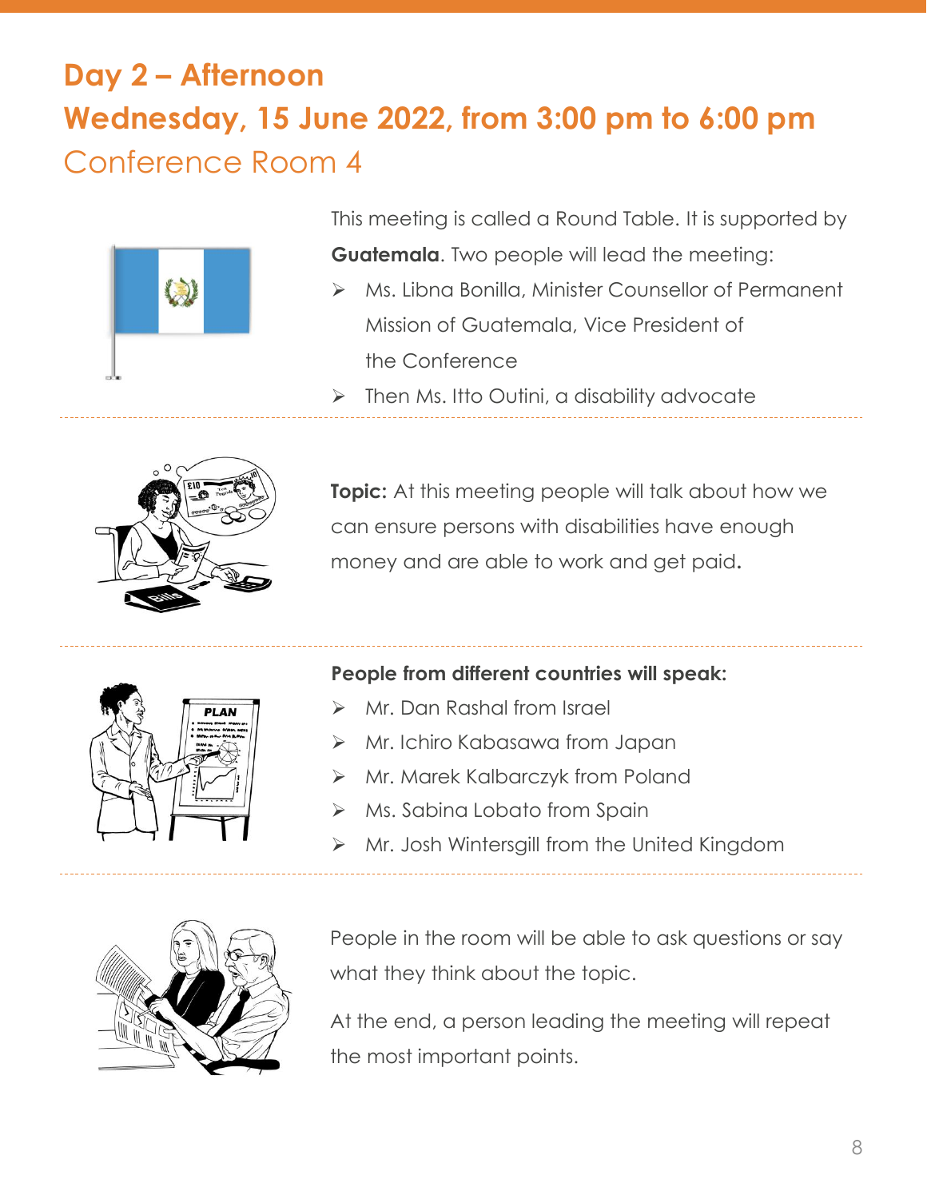## Day 2 – Afternoon

## Wednesday, 15 June 2022, from 3:00 pm to 6:00 pm

### Conference Room 4

This meeting is called a Round Table. It is supported by **Guatemala**. Two people will lead the meeting:

- Ms. Libna Bonilla, Minister Counsellor of Permanent Mission of Guatemala, Vice President of the Conference
- Then Ms. Itto Outini, a disability advocate

**Topic:** At this meeting people will talk about how we can ensure persons with disabilities have enough money and are able to work and get paid.

**People from different countries will speak:**

- Mr. Dan Rashal from Israel
- Mr. Ichiro Kabasawa from Japan
- Mr. Marek Kalbarczyk from Poland
- Ms. Sabina Lobato from Spain
- Mr. Josh Wintersgill from the United Kingdom

People in the room will be able to ask questions or say what they think about the topic.

At the end, a person leading the meeting will repeat the most important points.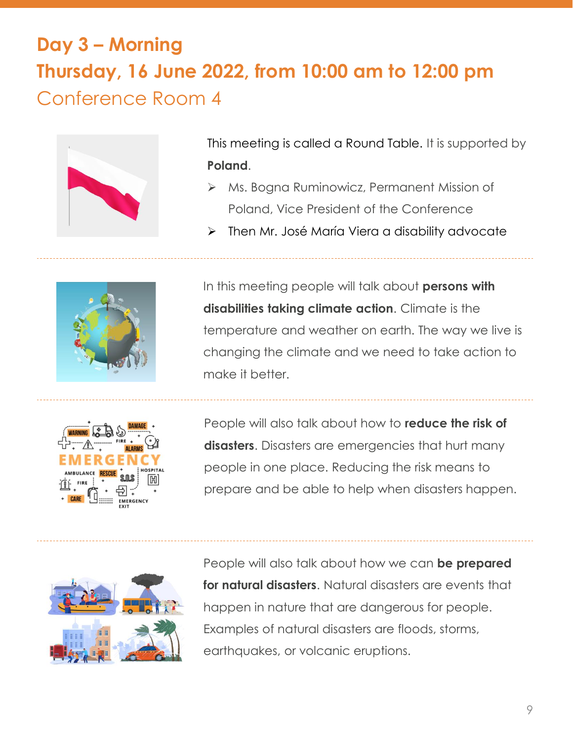# Day 3 – Morning

## Thursday, 16 June 2022, from 10:00 am to 12:00 pm

## Conference Room 4

This meeting is called a Round Table. It is supported by **Poland**.

- Ms. Bogna Ruminowicz, Permanent Mission of Poland, Vice President of the Conference
- Then Mr. José María Viera a disability advocate

In this meeting people will talk about **persons with disabilities taking climate action**. Climate is the temperature and weather on earth. The way we live is changing the climate and we need to take action to make it better.

People will also talk about how to **reduce the risk of disasters**. Disasters are emergencies that hurt many people in one place. Reducing the risk means to prepare and be able to help when disasters happen.

People will also talk about how we can **be prepared for natural disasters**. Natural disasters are events that happen in nature that are dangerous for people. Examples of natural disasters are floods, storms, earthquakes, or volcanic eruptions.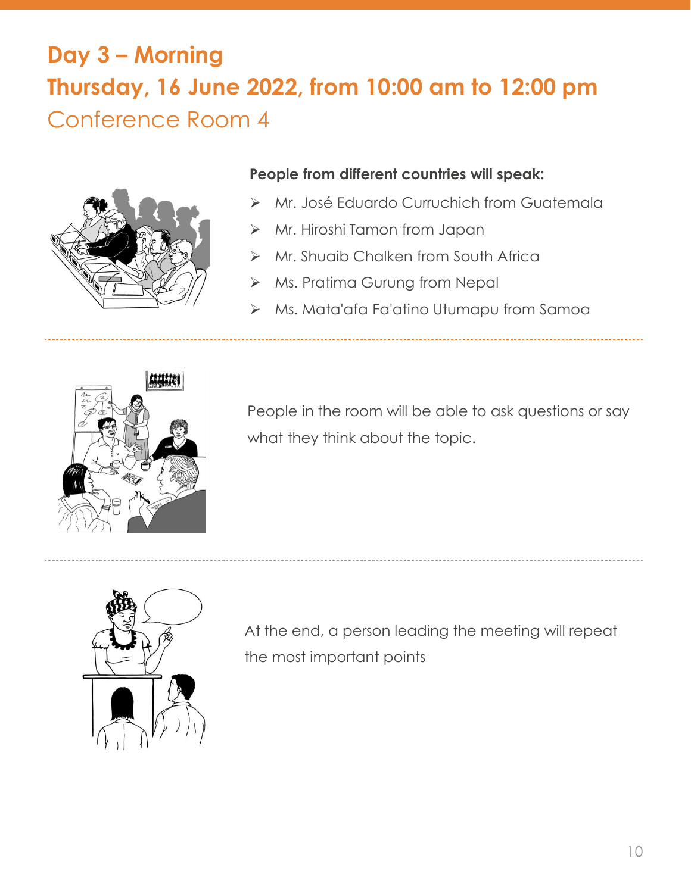# Day 3 – Morning

## Thursday, 16 June 2022, from 10:00 am to 12:00 pm

Conference Room 4

**People from different countries will speak:**

- Mr. José Eduardo Curruchich from Guatemala
- Mr. Hiroshi Tamon from Japan
- Mr. Shuaib Chalken from South Africa
- Ms. Pratima Gurung from Nepal
- Ms. Mata'afa Fa'atino Utumapu from Samoa

People in the room will be able to ask questions or say what they think about the topic.

At the end, a person leading the meeting will repeat the most important points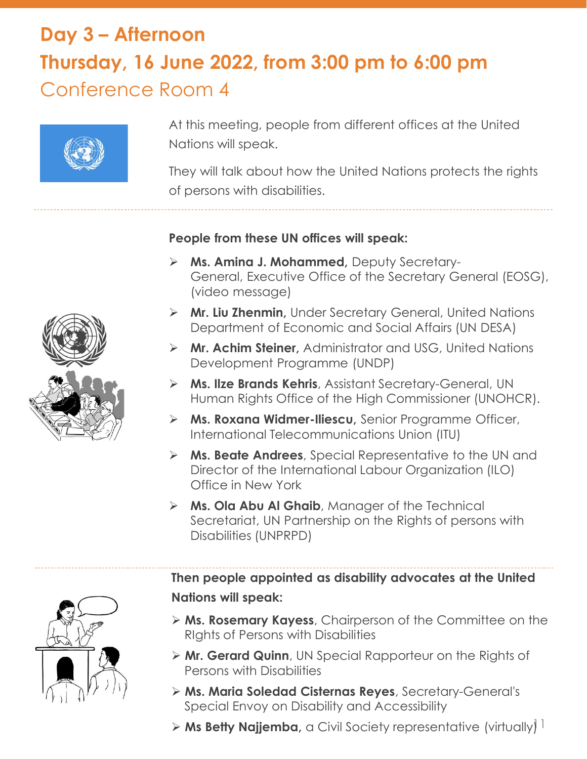# Day 3 – Afternoon

## Thursday, 16 June 2022, from 3:00 pm to 6:00 pm

Conference Room 4

At this meeting, people from different offices at the United Nations will speak.

They will talk about how the United Nations protects the rights of persons with disabilities.

**People from these UN offices will speak:**

- **Ms. Amina J. Mohammed,** Deputy Secretary-General, Executive Office of the Secretary General (EOSG), (video message)
- **Mr. Liu Zhenmin,** Under Secretary General, United Nations Department of Economic and Social Affairs (UN DESA)
- **Mr. Achim Steiner,** Administrator and USG, United Nations Development Programme (UNDP)
- **Ms. Ilze Brands Kehris**, Assistant Secretary-General, UN Human Rights Office of the High Commissioner (UNOHCR).
- **Ms. Roxana Widmer-Iliescu,** Senior Programme Officer, International Telecommunications Union (ITU)
- **Ms. Beate Andrees**, Special Representative to the UN and Director of the International Labour Organization (ILO) Office in New York
- **Ms. Ola Abu Al Ghaib**, Manager of the Technical Secretariat, UN Partnership on the Rights of persons with Disabilities (UNPRPD)

**Then people appointed as disability advocates at the United Nations will speak:**

- **Ms. Rosemary Kayess**, Chairperson of the Committee on the RIghts of Persons with Disabilities
- **Mr. Gerard Quinn**, UN Special Rapporteur on the Rights of Persons with Disabilities
- **Ms. Maria Soledad Cisternas Reyes**, Secretary-General's Special Envoy on Disability and Accessibility
- **Ms Betty Najjemba,** a Civil Society representative (virtually)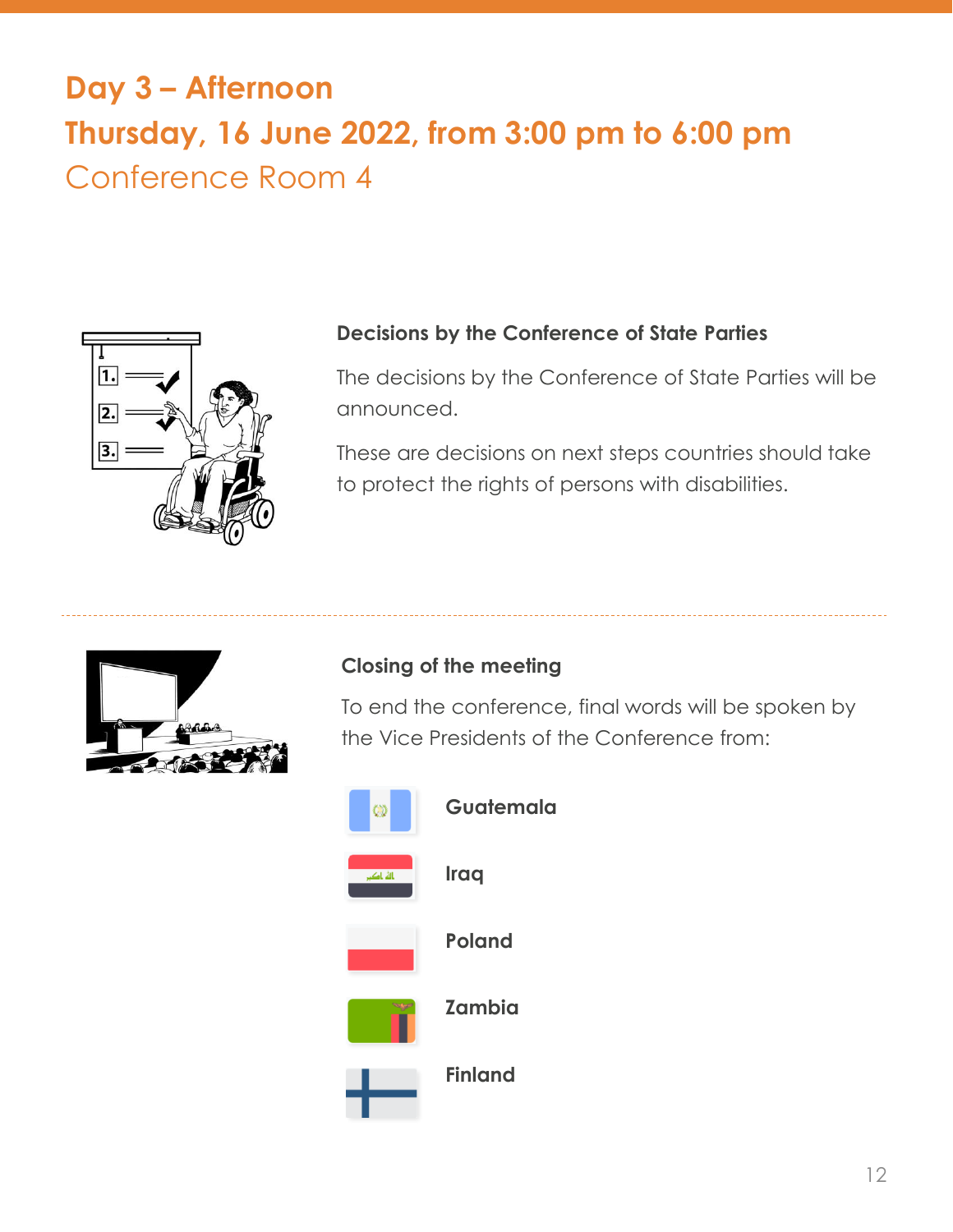# Day 3 – Afternoon

# Thursday, 16 June 2022, from 3:00 pm to 6:00 pm

Conference Room 4

### Decisions by the Conference of State Parties

The decisions by the Conference of State Parties will be announced.

These are decisions on next steps countries should take to protect the rights of persons with disabilities.

---

### Closing of the meeting

To end the conference, final words will be spoken by the Vice Presidents of the Conference from:

- **Guatemala**
- **Iraq**
- **Poland**
- **Zambia**
- **Finland**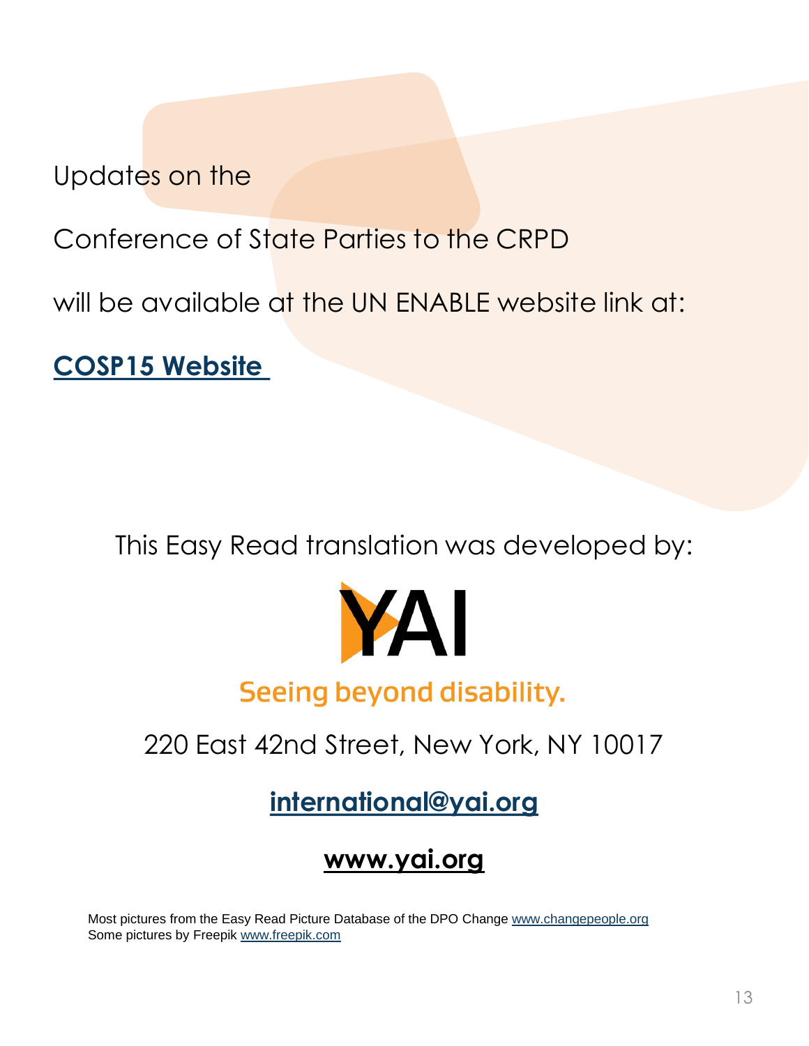Updates on the

Conference of State Parties to the CRPD

will be available at the UN ENABLE website link at:

**COSP15 Website**

This Easy Read translation was developed by:

YAI

Seeing beyond disability.

220 East 42nd Street, New York, NY 10017

**international@yai.org**

**www.yai.org**

Most pictures from the Easy Read Picture Database of the DPO Change www.changepeople.org
Some pictures by Freepik www.freepik.com